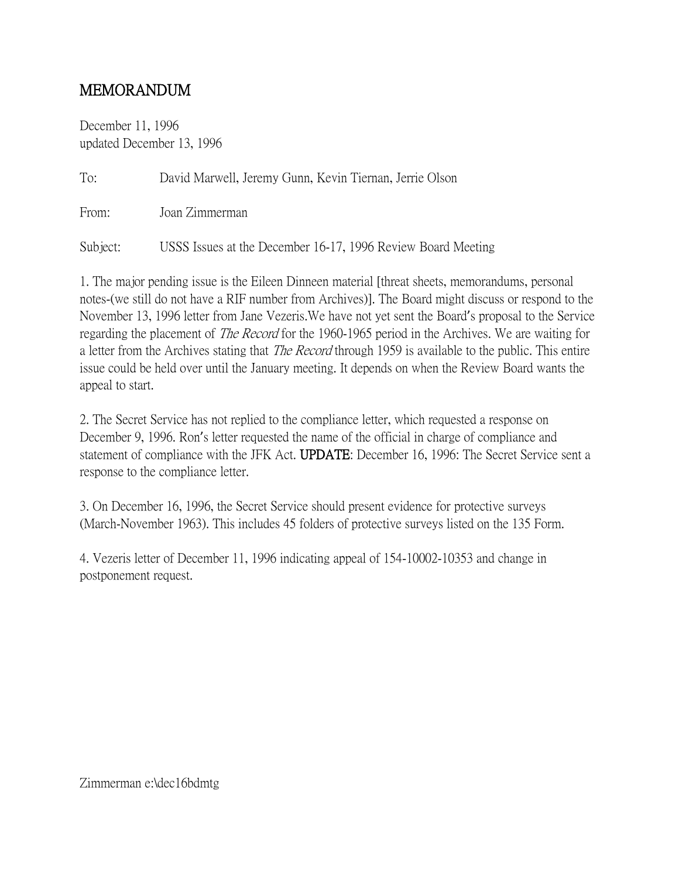# MEMORANDUM

December 11, 1996
updated December 13, 1996

To: David Marwell, Jeremy Gunn, Kevin Tiernan, Jerrie Olson

From: Joan Zimmerman

Subject: USSS Issues at the December 16-17, 1996 Review Board Meeting

1. The major pending issue is the Eileen Dinneen material [threat sheets, memorandums, personal notes-(we still do not have a RIF number from Archives)]. The Board might discuss or respond to the November 13, 1996 letter from Jane Vezeris.We have not yet sent the Board's proposal to the Service regarding the placement of *The Record* for the 1960-1965 period in the Archives. We are waiting for a letter from the Archives stating that *The Record* through 1959 is available to the public. This entire issue could be held over until the January meeting. It depends on when the Review Board wants the appeal to start.

2. The Secret Service has not replied to the compliance letter, which requested a response on December 9, 1996. Ron's letter requested the name of the official in charge of compliance and statement of compliance with the JFK Act. **UPDATE**: December 16, 1996: The Secret Service sent a response to the compliance letter.

3. On December 16, 1996, the Secret Service should present evidence for protective surveys (March-November 1963). This includes 45 folders of protective surveys listed on the 135 Form.

4. Vezeris letter of December 11, 1996 indicating appeal of 154-10002-10353 and change in postponement request.

Zimmerman e:\dec16bdmtg